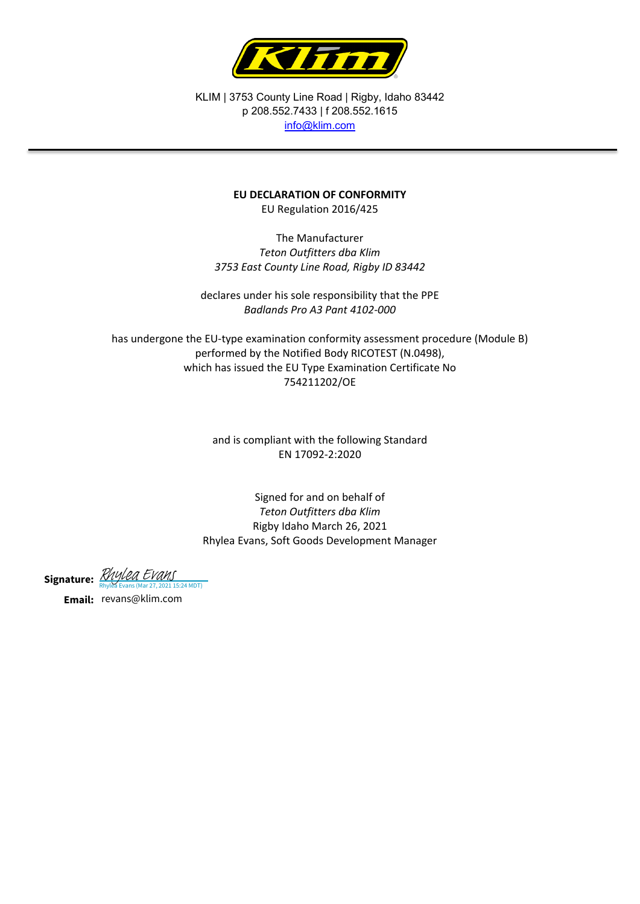KLIM | 3753 County Line Road | Rigby, Idaho 83442
p 208.552.7433 | f 208.552.1615
info@klim.com

---

**EU DECLARATION OF CONFORMITY**

EU Regulation 2016/425

The Manufacturer
*Teton Outfitters dba Klim*
*3753 East County Line Road, Rigby ID 83442*

declares under his sole responsibility that the PPE
*Badlands Pro A3 Pant 4102-000*

has undergone the EU-type examination conformity assessment procedure (Module B)
performed by the Notified Body RICOTEST (N.0498),
which has issued the EU Type Examination Certificate No
754211202/OE

and is compliant with the following Standard
EN 17092-2:2020

Signed for and on behalf of
*Teton Outfitters dba Klim*
Rigby Idaho March 26, 2021
Rhylea Evans, Soft Goods Development Manager

**Signature:** Rhylea Evans
Rhylea Evans (Mar 27, 2021 15:24 MDT)

**Email:** revans@klim.com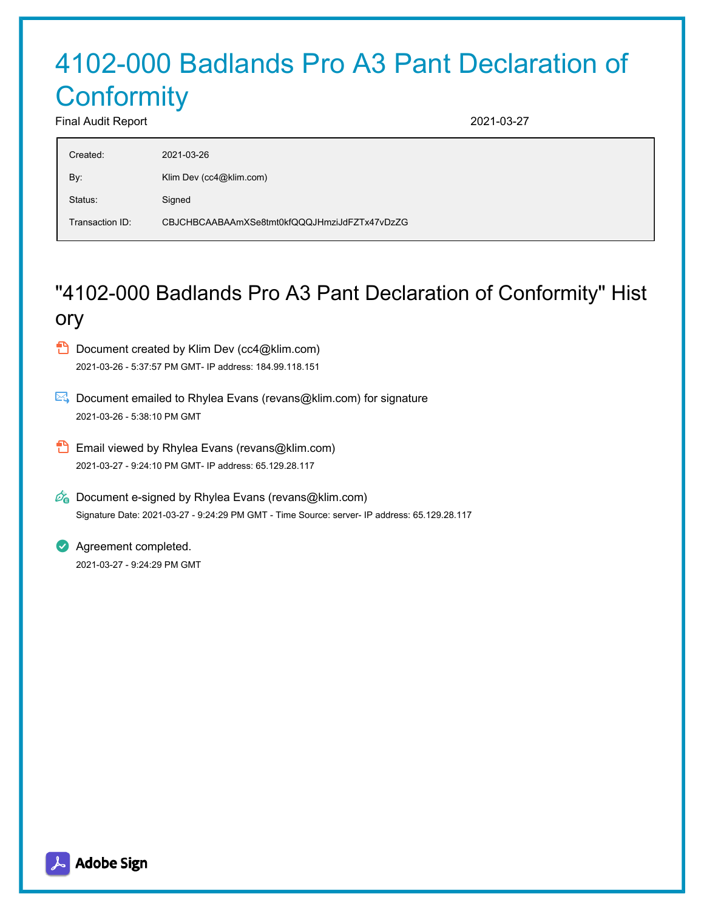# 4102-000 Badlands Pro A3 Pant Declaration of Conformity

Final Audit Report 2021-03-27

| | |
|---|---|
| Created: | 2021-03-26 |
| By: | Klim Dev (cc4@klim.com) |
| Status: | Signed |
| Transaction ID: | CBJCHBCAABAAmXSe8tmt0kfQQQJHmziJdFZTx47vDzZG |

## "4102-000 Badlands Pro A3 Pant Declaration of Conformity" History

- Document created by Klim Dev (cc4@klim.com)
  2021-03-26 - 5:37:57 PM GMT- IP address: 184.99.118.151

- Document emailed to Rhylea Evans (revans@klim.com) for signature
  2021-03-26 - 5:38:10 PM GMT

- Email viewed by Rhylea Evans (revans@klim.com)
  2021-03-27 - 9:24:10 PM GMT- IP address: 65.129.28.117

- Document e-signed by Rhylea Evans (revans@klim.com)
  Signature Date: 2021-03-27 - 9:24:29 PM GMT - Time Source: server- IP address: 65.129.28.117

- Agreement completed.
  2021-03-27 - 9:24:29 PM GMT

Adobe Sign